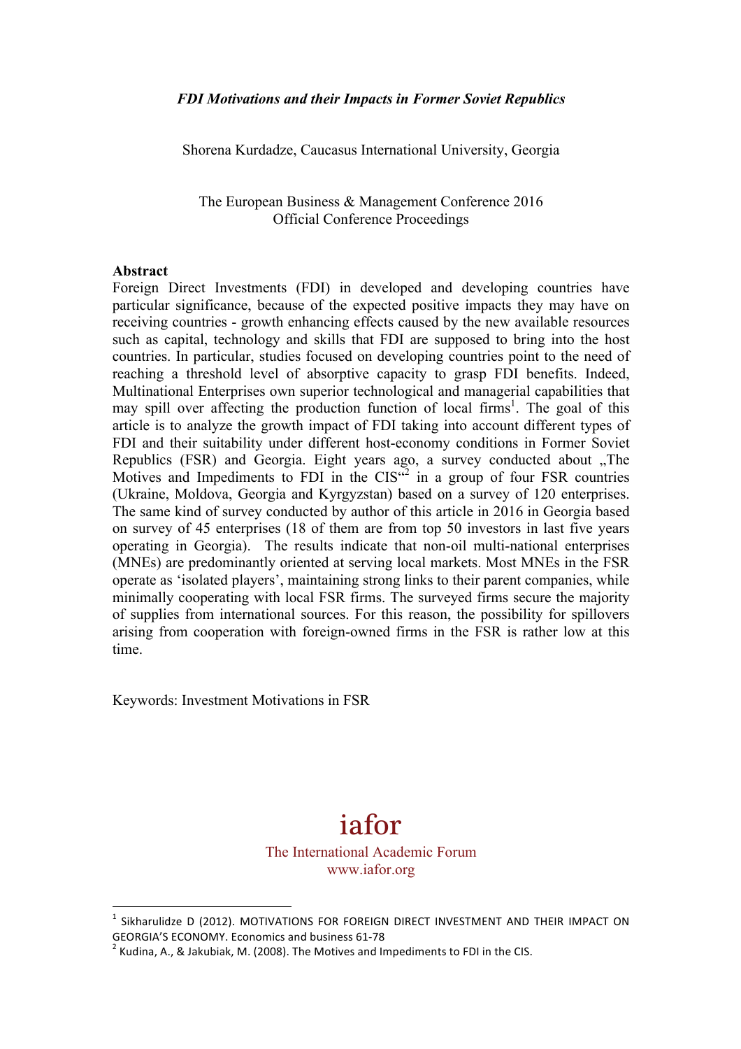*FDI Motivations and their Impacts in Former Soviet Republics*

Shorena Kurdadze, Caucasus International University, Georgia

The European Business & Management Conference 2016
Official Conference Proceedings

**Abstract**

Foreign Direct Investments (FDI) in developed and developing countries have particular significance, because of the expected positive impacts they may have on receiving countries - growth enhancing effects caused by the new available resources such as capital, technology and skills that FDI are supposed to bring into the host countries. In particular, studies focused on developing countries point to the need of reaching a threshold level of absorptive capacity to grasp FDI benefits. Indeed, Multinational Enterprises own superior technological and managerial capabilities that may spill over affecting the production function of local firms[1]. The goal of this article is to analyze the growth impact of FDI taking into account different types of FDI and their suitability under different host-economy conditions in Former Soviet Republics (FSR) and Georgia. Eight years ago, a survey conducted about „The Motives and Impediments to FDI in the CIS“[2] in a group of four FSR countries (Ukraine, Moldova, Georgia and Kyrgyzstan) based on a survey of 120 enterprises. The same kind of survey conducted by author of this article in 2016 in Georgia based on survey of 45 enterprises (18 of them are from top 50 investors in last five years operating in Georgia). The results indicate that non-oil multi-national enterprises (MNEs) are predominantly oriented at serving local markets. Most MNEs in the FSR operate as 'isolated players', maintaining strong links to their parent companies, while minimally cooperating with local FSR firms. The surveyed firms secure the majority of supplies from international sources. For this reason, the possibility for spillovers arising from cooperation with foreign-owned firms in the FSR is rather low at this time.

Keywords: Investment Motivations in FSR

iafor
The International Academic Forum
www.iafor.org

---

[1] Sikharulidze D (2012). MOTIVATIONS FOR FOREIGN DIRECT INVESTMENT AND THEIR IMPACT ON GEORGIA'S ECONOMY. Economics and business 61-78

[2] Kudina, A., & Jakubiak, M. (2008). The Motives and Impediments to FDI in the CIS.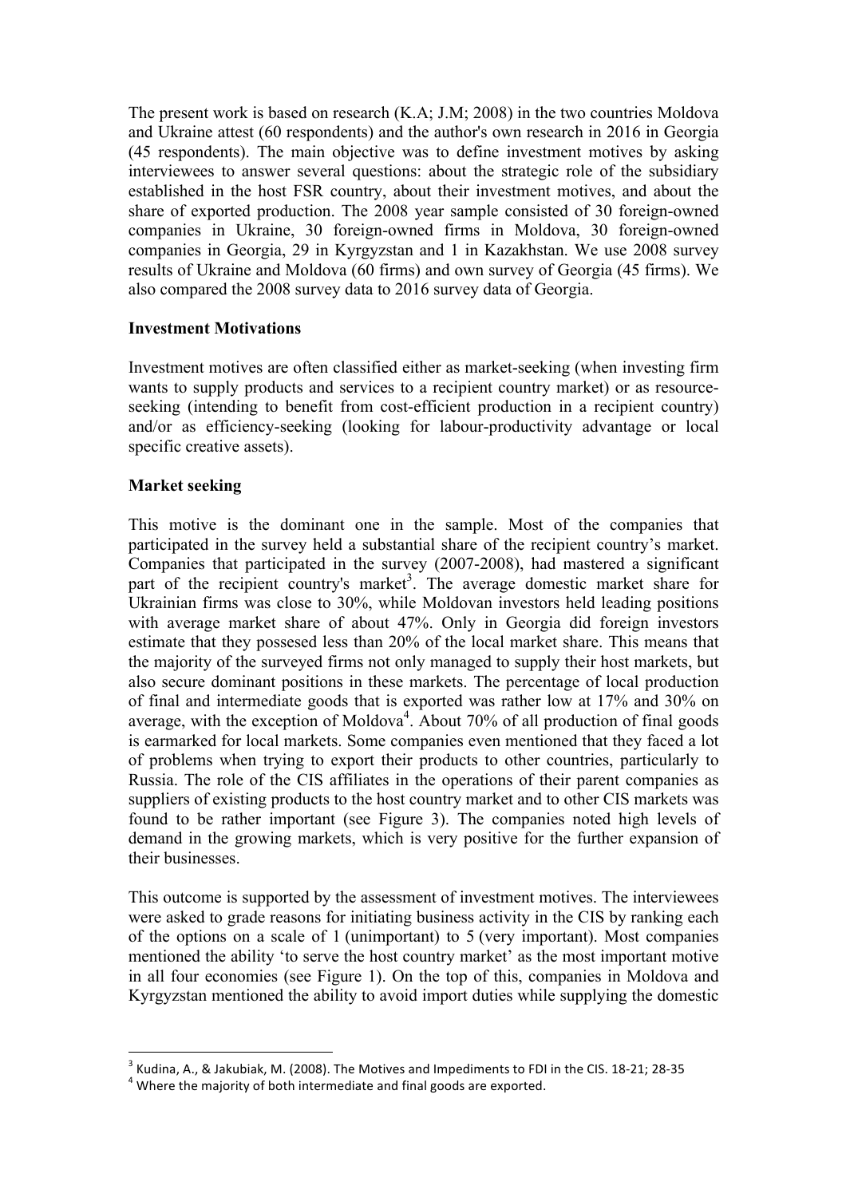The present work is based on research (K.A; J.M; 2008) in the two countries Moldova and Ukraine attest (60 respondents) and the author's own research in 2016 in Georgia (45 respondents). The main objective was to define investment motives by asking interviewees to answer several questions: about the strategic role of the subsidiary established in the host FSR country, about their investment motives, and about the share of exported production. The 2008 year sample consisted of 30 foreign-owned companies in Ukraine, 30 foreign-owned firms in Moldova, 30 foreign-owned companies in Georgia, 29 in Kyrgyzstan and 1 in Kazakhstan. We use 2008 survey results of Ukraine and Moldova (60 firms) and own survey of Georgia (45 firms). We also compared the 2008 survey data to 2016 survey data of Georgia.

**Investment Motivations**

Investment motives are often classified either as market-seeking (when investing firm wants to supply products and services to a recipient country market) or as resource-seeking (intending to benefit from cost-efficient production in a recipient country) and/or as efficiency-seeking (looking for labour-productivity advantage or local specific creative assets).

**Market seeking**

This motive is the dominant one in the sample. Most of the companies that participated in the survey held a substantial share of the recipient country's market. Companies that participated in the survey (2007-2008), had mastered a significant part of the recipient country's market[3]. The average domestic market share for Ukrainian firms was close to 30%, while Moldovan investors held leading positions with average market share of about 47%. Only in Georgia did foreign investors estimate that they possesed less than 20% of the local market share. This means that the majority of the surveyed firms not only managed to supply their host markets, but also secure dominant positions in these markets. The percentage of local production of final and intermediate goods that is exported was rather low at 17% and 30% on average, with the exception of Moldova[4]. About 70% of all production of final goods is earmarked for local markets. Some companies even mentioned that they faced a lot of problems when trying to export their products to other countries, particularly to Russia. The role of the CIS affiliates in the operations of their parent companies as suppliers of existing products to the host country market and to other CIS markets was found to be rather important (see Figure 3). The companies noted high levels of demand in the growing markets, which is very positive for the further expansion of their businesses.

This outcome is supported by the assessment of investment motives. The interviewees were asked to grade reasons for initiating business activity in the CIS by ranking each of the options on a scale of 1 (unimportant) to 5 (very important). Most companies mentioned the ability 'to serve the host country market' as the most important motive in all four economies (see Figure 1). On the top of this, companies in Moldova and Kyrgyzstan mentioned the ability to avoid import duties while supplying the domestic

[3] Kudina, A., & Jakubiak, M. (2008). The Motives and Impediments to FDI in the CIS. 18-21; 28-35

[4] Where the majority of both intermediate and final goods are exported.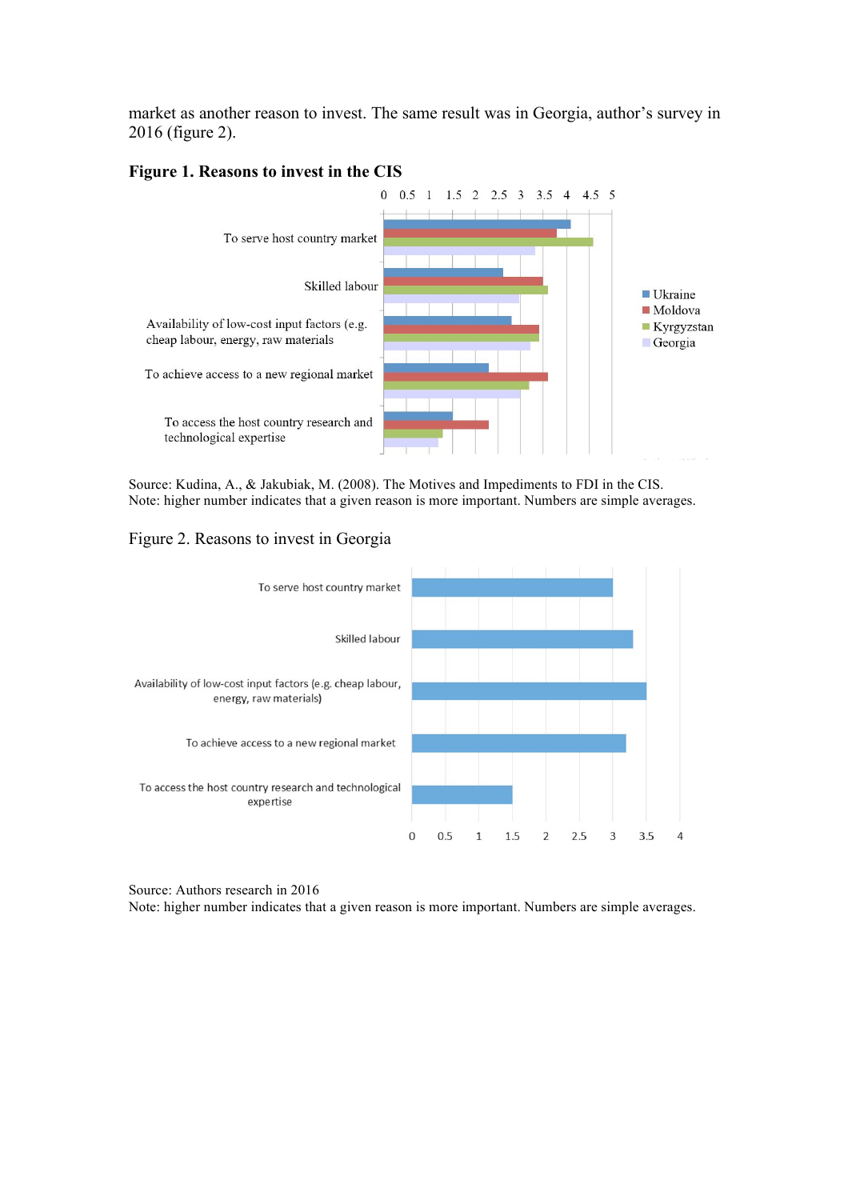market as another reason to invest. The same result was in Georgia, author's survey in 2016 (figure 2).

**Figure 1. Reasons to invest in the CIS**

Source: Kudina, A., & Jakubiak, M. (2008). The Motives and Impediments to FDI in the CIS.
Note: higher number indicates that a given reason is more important. Numbers are simple averages.

Figure 2. Reasons to invest in Georgia

Source: Authors research in 2016
Note: higher number indicates that a given reason is more important. Numbers are simple averages.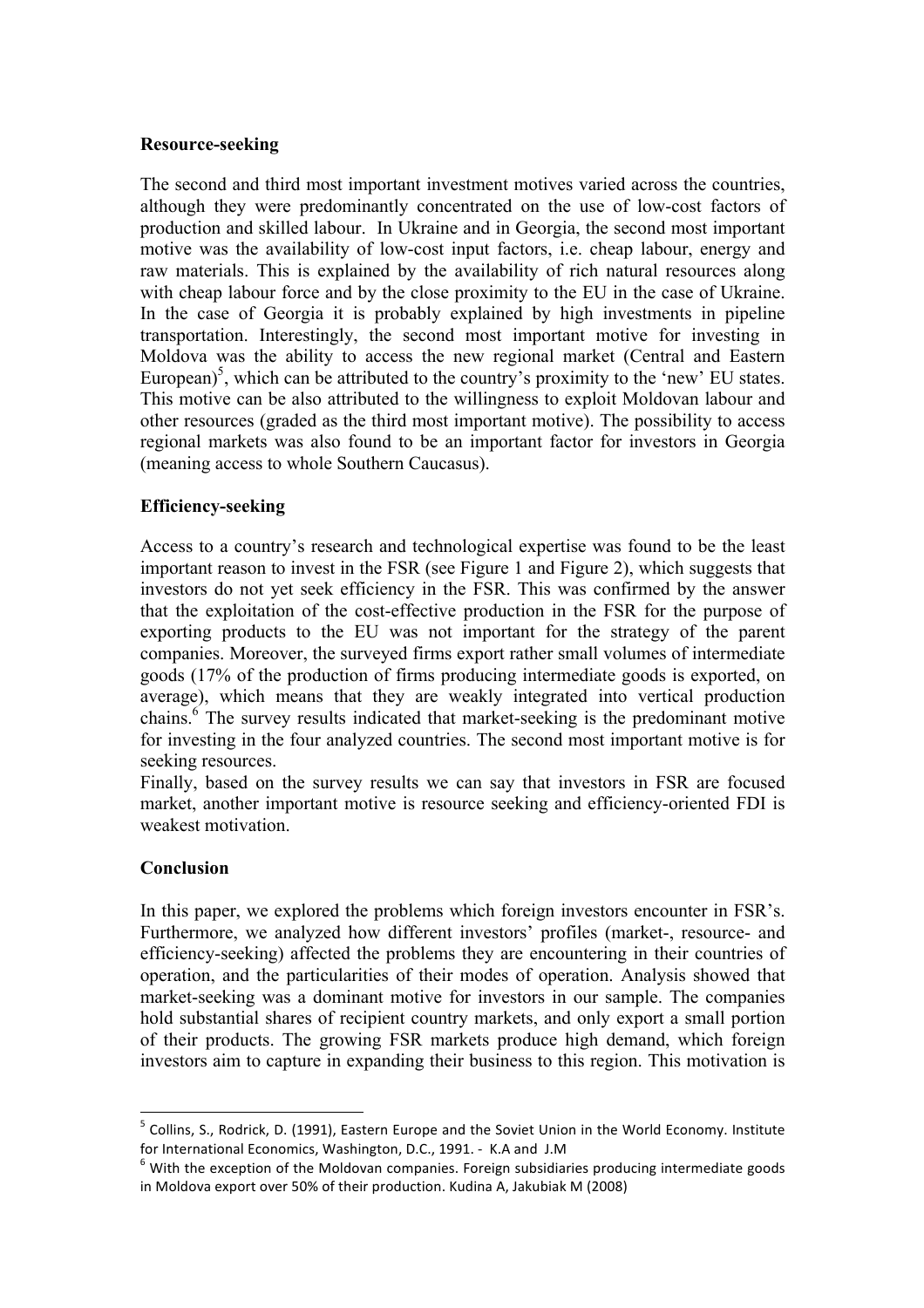**Resource-seeking**

The second and third most important investment motives varied across the countries, although they were predominantly concentrated on the use of low-cost factors of production and skilled labour. In Ukraine and in Georgia, the second most important motive was the availability of low-cost input factors, i.e. cheap labour, energy and raw materials. This is explained by the availability of rich natural resources along with cheap labour force and by the close proximity to the EU in the case of Ukraine. In the case of Georgia it is probably explained by high investments in pipeline transportation. Interestingly, the second most important motive for investing in Moldova was the ability to access the new regional market (Central and Eastern European)[5], which can be attributed to the country's proximity to the 'new' EU states. This motive can be also attributed to the willingness to exploit Moldovan labour and other resources (graded as the third most important motive). The possibility to access regional markets was also found to be an important factor for investors in Georgia (meaning access to whole Southern Caucasus).

**Efficiency-seeking**

Access to a country's research and technological expertise was found to be the least important reason to invest in the FSR (see Figure 1 and Figure 2), which suggests that investors do not yet seek efficiency in the FSR. This was confirmed by the answer that the exploitation of the cost-effective production in the FSR for the purpose of exporting products to the EU was not important for the strategy of the parent companies. Moreover, the surveyed firms export rather small volumes of intermediate goods (17% of the production of firms producing intermediate goods is exported, on average), which means that they are weakly integrated into vertical production chains.[6] The survey results indicated that market-seeking is the predominant motive for investing in the four analyzed countries. The second most important motive is for seeking resources.
Finally, based on the survey results we can say that investors in FSR are focused market, another important motive is resource seeking and efficiency-oriented FDI is weakest motivation.

**Conclusion**

In this paper, we explored the problems which foreign investors encounter in FSR's. Furthermore, we analyzed how different investors' profiles (market-, resource- and efficiency-seeking) affected the problems they are encountering in their countries of operation, and the particularities of their modes of operation. Analysis showed that market-seeking was a dominant motive for investors in our sample. The companies hold substantial shares of recipient country markets, and only export a small portion of their products. The growing FSR markets produce high demand, which foreign investors aim to capture in expanding their business to this region. This motivation is

---

[5] Collins, S., Rodrick, D. (1991), Eastern Europe and the Soviet Union in the World Economy. Institute for International Economics, Washington, D.C., 1991. - K.A and J.M

[6] With the exception of the Moldovan companies. Foreign subsidiaries producing intermediate goods in Moldova export over 50% of their production. Kudina A, Jakubiak M (2008)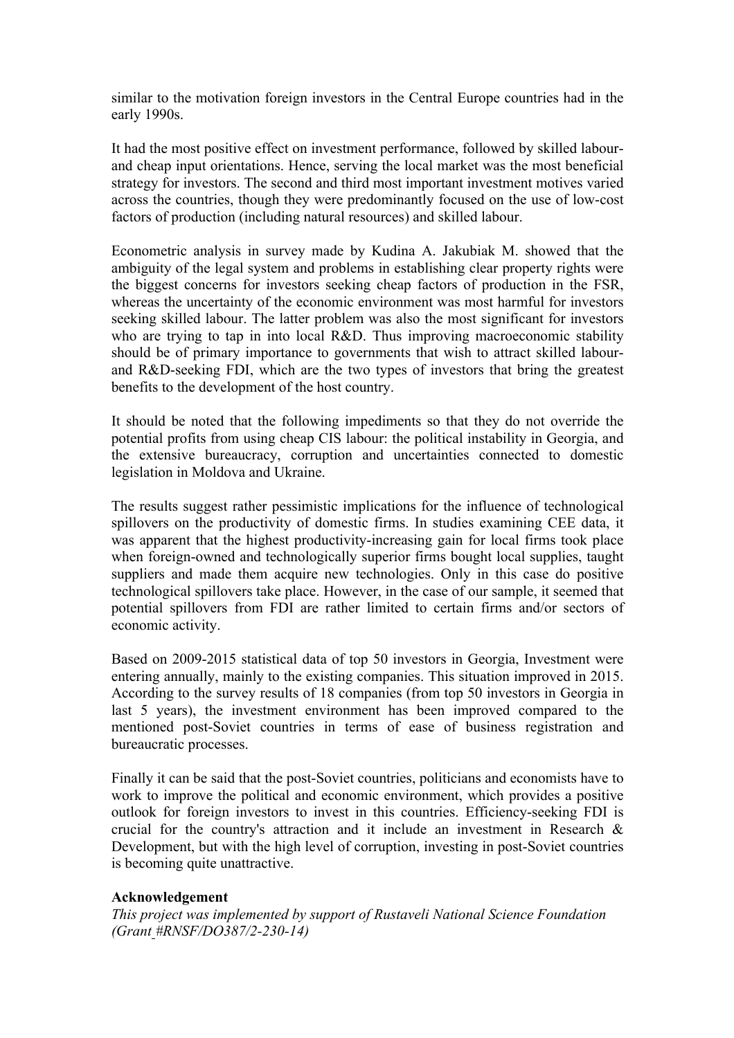similar to the motivation foreign investors in the Central Europe countries had in the early 1990s.

It had the most positive effect on investment performance, followed by skilled labour- and cheap input orientations. Hence, serving the local market was the most beneficial strategy for investors. The second and third most important investment motives varied across the countries, though they were predominantly focused on the use of low-cost factors of production (including natural resources) and skilled labour.

Econometric analysis in survey made by Kudina A. Jakubiak M. showed that the ambiguity of the legal system and problems in establishing clear property rights were the biggest concerns for investors seeking cheap factors of production in the FSR, whereas the uncertainty of the economic environment was most harmful for investors seeking skilled labour. The latter problem was also the most significant for investors who are trying to tap in into local R&D. Thus improving macroeconomic stability should be of primary importance to governments that wish to attract skilled labour- and R&D-seeking FDI, which are the two types of investors that bring the greatest benefits to the development of the host country.

It should be noted that the following impediments so that they do not override the potential profits from using cheap CIS labour: the political instability in Georgia, and the extensive bureaucracy, corruption and uncertainties connected to domestic legislation in Moldova and Ukraine.

The results suggest rather pessimistic implications for the influence of technological spillovers on the productivity of domestic firms. In studies examining CEE data, it was apparent that the highest productivity-increasing gain for local firms took place when foreign-owned and technologically superior firms bought local supplies, taught suppliers and made them acquire new technologies. Only in this case do positive technological spillovers take place. However, in the case of our sample, it seemed that potential spillovers from FDI are rather limited to certain firms and/or sectors of economic activity.

Based on 2009-2015 statistical data of top 50 investors in Georgia, Investment were entering annually, mainly to the existing companies. This situation improved in 2015. According to the survey results of 18 companies (from top 50 investors in Georgia in last 5 years), the investment environment has been improved compared to the mentioned post-Soviet countries in terms of ease of business registration and bureaucratic processes.

Finally it can be said that the post-Soviet countries, politicians and economists have to work to improve the political and economic environment, which provides a positive outlook for foreign investors to invest in this countries. Efficiency-seeking FDI is crucial for the country's attraction and it include an investment in Research & Development, but with the high level of corruption, investing in post-Soviet countries is becoming quite unattractive.

**Acknowledgement**

*This project was implemented by support of Rustaveli National Science Foundation (Grant #RNSF/DO387/2-230-14)*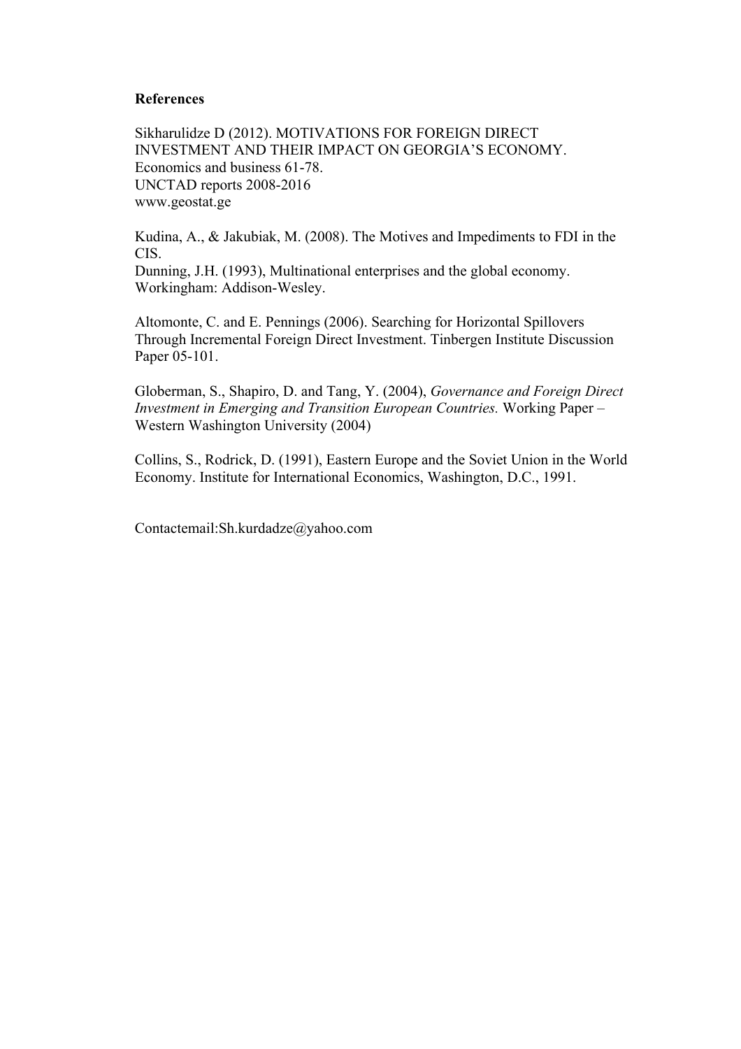**References**

Sikharulidze D (2012). MOTIVATIONS FOR FOREIGN DIRECT INVESTMENT AND THEIR IMPACT ON GEORGIA'S ECONOMY. Economics and business 61-78.
UNCTAD reports 2008-2016
www.geostat.ge

Kudina, A., & Jakubiak, M. (2008). The Motives and Impediments to FDI in the CIS.
Dunning, J.H. (1993), Multinational enterprises and the global economy. Workingham: Addison-Wesley.

Altomonte, C. and E. Pennings (2006). Searching for Horizontal Spillovers Through Incremental Foreign Direct Investment. Tinbergen Institute Discussion Paper 05-101.

Globerman, S., Shapiro, D. and Tang, Y. (2004), *Governance and Foreign Direct Investment in Emerging and Transition European Countries.* Working Paper – Western Washington University (2004)

Collins, S., Rodrick, D. (1991), Eastern Europe and the Soviet Union in the World Economy. Institute for International Economics, Washington, D.C., 1991.

Contactemail:Sh.kurdadze@yahoo.com